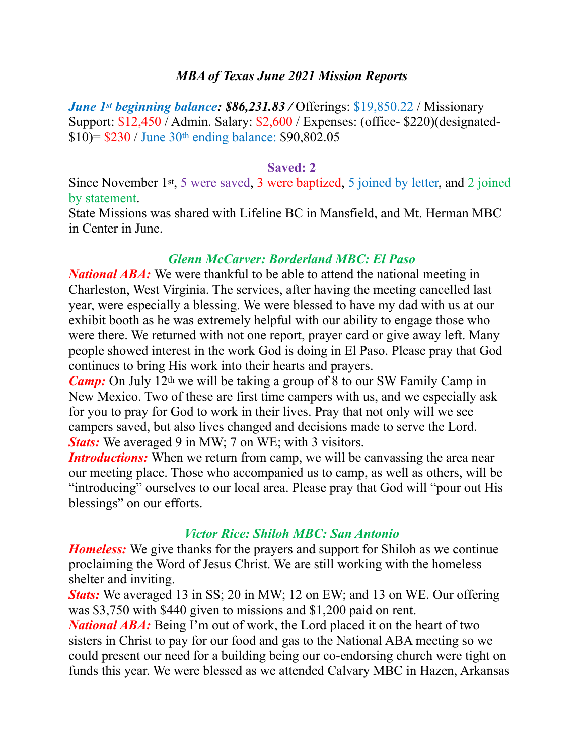## *MBA of Texas June 2021 Mission Reports*

***June 1st beginning balance: $86,231.83 /*** Offerings: $19,850.22 / Missionary Support: $12,450 / Admin. Salary: $2,600 / Expenses: (office- $220)(designated- $10)= $230 / June 30th ending balance: $90,802.05

### Saved: 2

Since November 1st, 5 were saved, 3 were baptized, 5 joined by letter, and 2 joined by statement.

State Missions was shared with Lifeline BC in Mansfield, and Mt. Herman MBC in Center in June.

### *Glenn McCarver: Borderland MBC: El Paso*

***National ABA:*** We were thankful to be able to attend the national meeting in Charleston, West Virginia. The services, after having the meeting cancelled last year, were especially a blessing. We were blessed to have my dad with us at our exhibit booth as he was extremely helpful with our ability to engage those who were there. We returned with not one report, prayer card or give away left. Many people showed interest in the work God is doing in El Paso. Please pray that God continues to bring His work into their hearts and prayers.

***Camp:*** On July 12th we will be taking a group of 8 to our SW Family Camp in New Mexico. Two of these are first time campers with us, and we especially ask for you to pray for God to work in their lives. Pray that not only will we see campers saved, but also lives changed and decisions made to serve the Lord.

***Stats:*** We averaged 9 in MW; 7 on WE; with 3 visitors.

***Introductions:*** When we return from camp, we will be canvassing the area near our meeting place. Those who accompanied us to camp, as well as others, will be "introducing" ourselves to our local area. Please pray that God will "pour out His blessings" on our efforts.

### *Victor Rice: Shiloh MBC: San Antonio*

***Homeless:*** We give thanks for the prayers and support for Shiloh as we continue proclaiming the Word of Jesus Christ. We are still working with the homeless shelter and inviting.

***Stats:*** We averaged 13 in SS; 20 in MW; 12 on EW; and 13 on WE. Our offering was $3,750 with $440 given to missions and $1,200 paid on rent.

***National ABA:*** Being I'm out of work, the Lord placed it on the heart of two sisters in Christ to pay for our food and gas to the National ABA meeting so we could present our need for a building being our co-endorsing church were tight on funds this year. We were blessed as we attended Calvary MBC in Hazen, Arkansas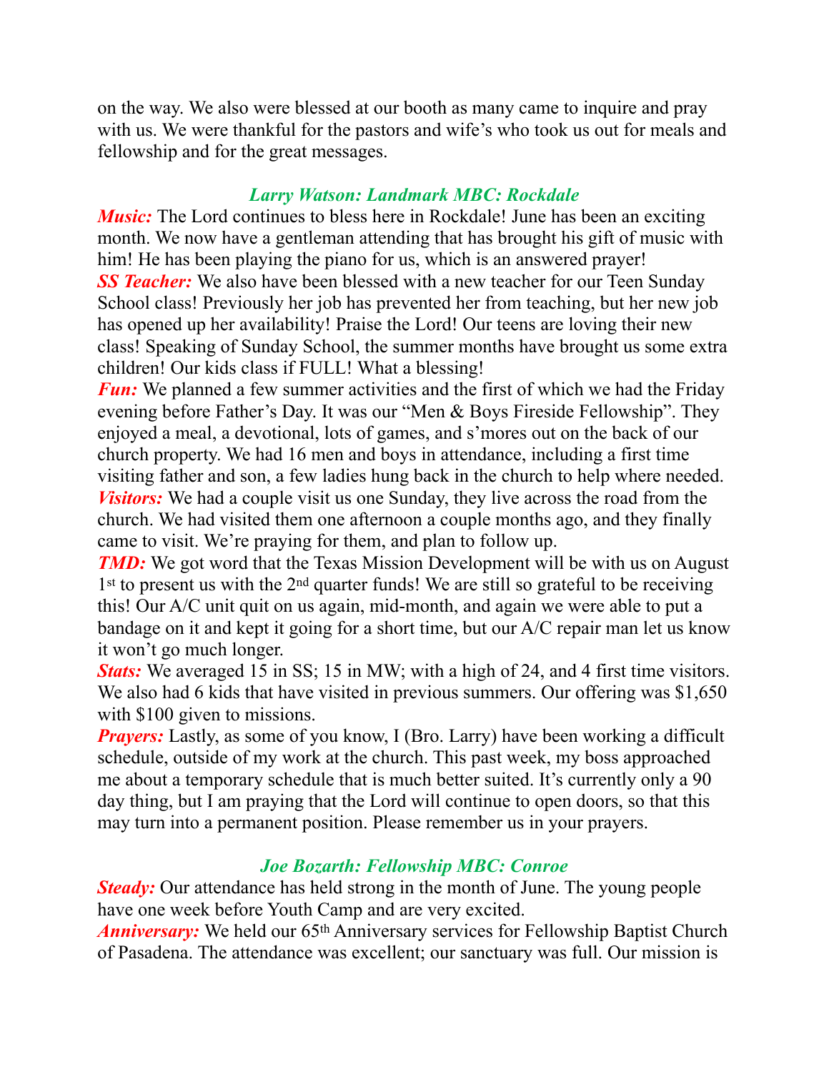on the way. We also were blessed at our booth as many came to inquire and pray with us. We were thankful for the pastors and wife's who took us out for meals and fellowship and for the great messages.

### *Larry Watson: Landmark MBC: Rockdale*

***Music:*** The Lord continues to bless here in Rockdale! June has been an exciting month. We now have a gentleman attending that has brought his gift of music with him! He has been playing the piano for us, which is an answered prayer!
***SS Teacher:*** We also have been blessed with a new teacher for our Teen Sunday School class! Previously her job has prevented her from teaching, but her new job has opened up her availability! Praise the Lord! Our teens are loving their new class! Speaking of Sunday School, the summer months have brought us some extra children! Our kids class if FULL! What a blessing!
***Fun:*** We planned a few summer activities and the first of which we had the Friday evening before Father's Day. It was our "Men & Boys Fireside Fellowship". They enjoyed a meal, a devotional, lots of games, and s'mores out on the back of our church property. We had 16 men and boys in attendance, including a first time visiting father and son, a few ladies hung back in the church to help where needed.
***Visitors:*** We had a couple visit us one Sunday, they live across the road from the church. We had visited them one afternoon a couple months ago, and they finally came to visit. We're praying for them, and plan to follow up.
***TMD:*** We got word that the Texas Mission Development will be with us on August 1st to present us with the 2nd quarter funds! We are still so grateful to be receiving this! Our A/C unit quit on us again, mid-month, and again we were able to put a bandage on it and kept it going for a short time, but our A/C repair man let us know it won't go much longer.
***Stats:*** We averaged 15 in SS; 15 in MW; with a high of 24, and 4 first time visitors. We also had 6 kids that have visited in previous summers. Our offering was $1,650 with $100 given to missions.
***Prayers:*** Lastly, as some of you know, I (Bro. Larry) have been working a difficult schedule, outside of my work at the church. This past week, my boss approached me about a temporary schedule that is much better suited. It's currently only a 90 day thing, but I am praying that the Lord will continue to open doors, so that this may turn into a permanent position. Please remember us in your prayers.

### *Joe Bozarth: Fellowship MBC: Conroe*

***Steady:*** Our attendance has held strong in the month of June. The young people have one week before Youth Camp and are very excited.
***Anniversary:*** We held our 65th Anniversary services for Fellowship Baptist Church of Pasadena. The attendance was excellent; our sanctuary was full. Our mission is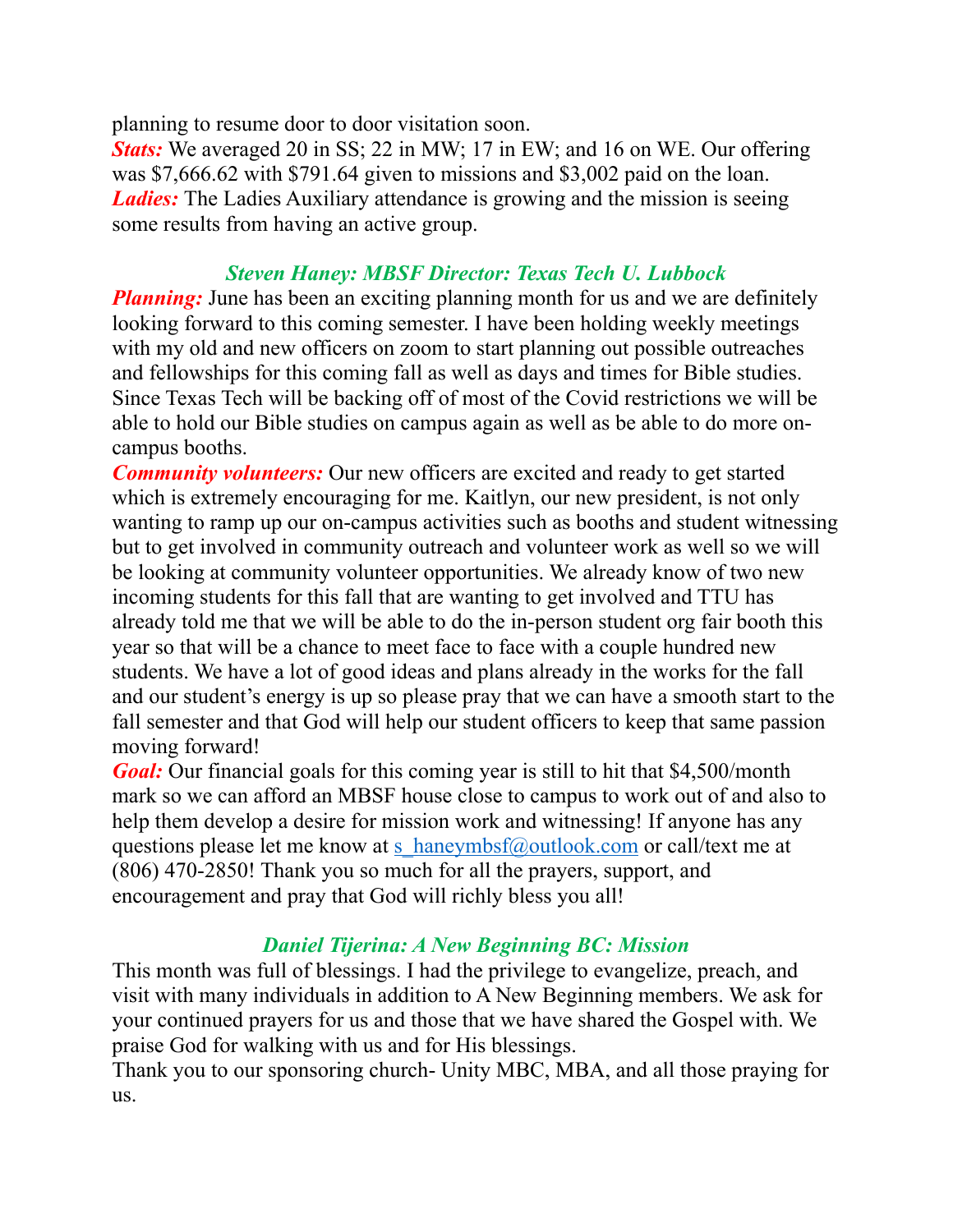planning to resume door to door visitation soon.
***Stats:*** We averaged 20 in SS; 22 in MW; 17 in EW; and 16 on WE. Our offering was $7,666.62 with $791.64 given to missions and $3,002 paid on the loan.
***Ladies:*** The Ladies Auxiliary attendance is growing and the mission is seeing some results from having an active group.

### *Steven Haney: MBSF Director: Texas Tech U. Lubbock*

***Planning:*** June has been an exciting planning month for us and we are definitely looking forward to this coming semester. I have been holding weekly meetings with my old and new officers on zoom to start planning out possible outreaches and fellowships for this coming fall as well as days and times for Bible studies. Since Texas Tech will be backing off of most of the Covid restrictions we will be able to hold our Bible studies on campus again as well as be able to do more on-campus booths.
***Community volunteers:*** Our new officers are excited and ready to get started which is extremely encouraging for me. Kaitlyn, our new president, is not only wanting to ramp up our on-campus activities such as booths and student witnessing but to get involved in community outreach and volunteer work as well so we will be looking at community volunteer opportunities. We already know of two new incoming students for this fall that are wanting to get involved and TTU has already told me that we will be able to do the in-person student org fair booth this year so that will be a chance to meet face to face with a couple hundred new students. We have a lot of good ideas and plans already in the works for the fall and our student's energy is up so please pray that we can have a smooth start to the fall semester and that God will help our student officers to keep that same passion moving forward!
***Goal:*** Our financial goals for this coming year is still to hit that $4,500/month mark so we can afford an MBSF house close to campus to work out of and also to help them develop a desire for mission work and witnessing! If anyone has any questions please let me know at s_haneymbsf@outlook.com or call/text me at (806) 470-2850! Thank you so much for all the prayers, support, and encouragement and pray that God will richly bless you all!

### *Daniel Tijerina: A New Beginning BC: Mission*

This month was full of blessings. I had the privilege to evangelize, preach, and visit with many individuals in addition to A New Beginning members. We ask for your continued prayers for us and those that we have shared the Gospel with. We praise God for walking with us and for His blessings.
Thank you to our sponsoring church- Unity MBC, MBA, and all those praying for us.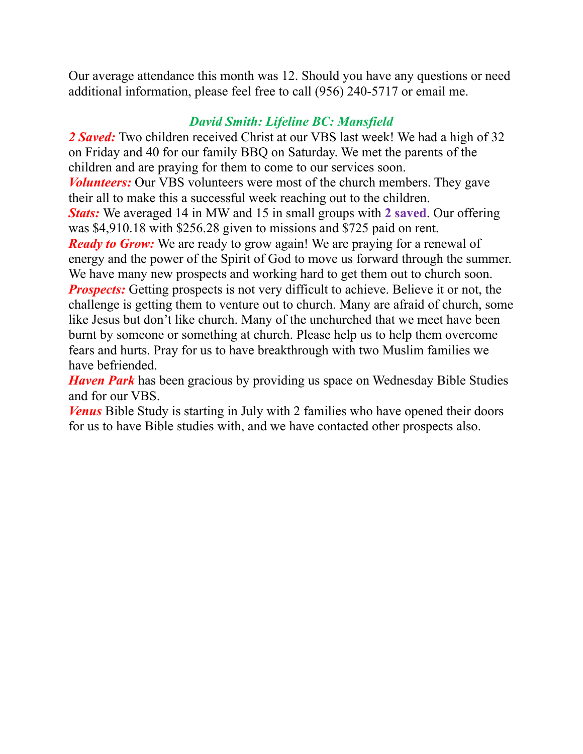Our average attendance this month was 12. Should you have any questions or need additional information, please feel free to call (956) 240-5717 or email me.

### *David Smith: Lifeline BC: Mansfield*

***2 Saved:*** Two children received Christ at our VBS last week! We had a high of 32 on Friday and 40 for our family BBQ on Saturday. We met the parents of the children and are praying for them to come to our services soon.

***Volunteers:*** Our VBS volunteers were most of the church members. They gave their all to make this a successful week reaching out to the children.

***Stats:*** We averaged 14 in MW and 15 in small groups with **2 saved**. Our offering was $4,910.18 with $256.28 given to missions and $725 paid on rent.

***Ready to Grow:*** We are ready to grow again! We are praying for a renewal of energy and the power of the Spirit of God to move us forward through the summer. We have many new prospects and working hard to get them out to church soon.

***Prospects:*** Getting prospects is not very difficult to achieve. Believe it or not, the challenge is getting them to venture out to church. Many are afraid of church, some like Jesus but don't like church. Many of the unchurched that we meet have been burnt by someone or something at church. Please help us to help them overcome fears and hurts. Pray for us to have breakthrough with two Muslim families we have befriended.

***Haven Park*** has been gracious by providing us space on Wednesday Bible Studies and for our VBS.

***Venus*** Bible Study is starting in July with 2 families who have opened their doors for us to have Bible studies with, and we have contacted other prospects also.